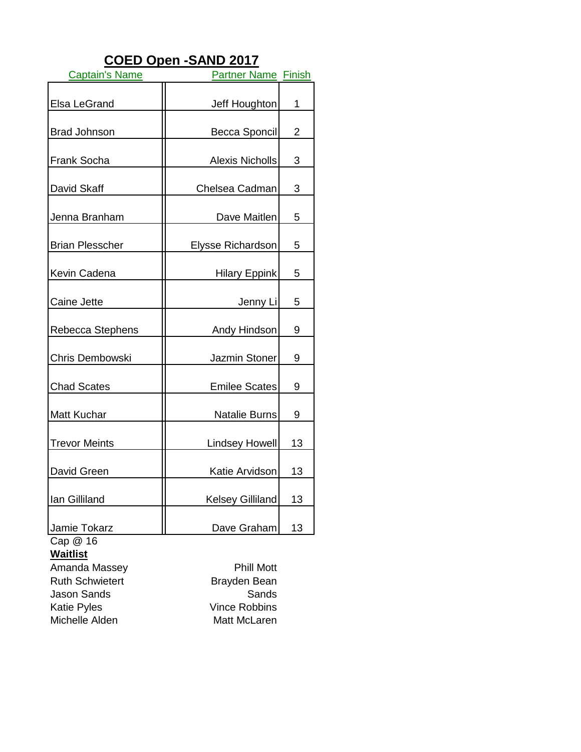# COED Open -SAND 2017

| Captain's Name | Partner Name | Finish |
|---|---|---|
| Elsa LeGrand | Jeff Houghton | 1 |
| Brad Johnson | Becca Sponcil | 2 |
| Frank Socha | Alexis Nicholls | 3 |
| David Skaff | Chelsea Cadman | 3 |
| Jenna Branham | Dave Maitlen | 5 |
| Brian Plesscher | Elysse Richardson | 5 |
| Kevin Cadena | Hilary Eppink | 5 |
| Caine Jette | Jenny Li | 5 |
| Rebecca Stephens | Andy Hindson | 9 |
| Chris Dembowski | Jazmin Stoner | 9 |
| Chad Scates | Emilee Scates | 9 |
| Matt Kuchar | Natalie Burns | 9 |
| Trevor Meints | Lindsey Howell | 13 |
| David Green | Katie Arvidson | 13 |
| Ian Gilliland | Kelsey Gilliland | 13 |
| Jamie Tokarz | Dave Graham | 13 |

Cap @ 16

**Waitlist**

| | |
|---|---|
| Amanda Massey | Phill Mott |
| Ruth Schwietert | Brayden Bean |
| Jason Sands | Sands |
| Katie Pyles | Vince Robbins |
| Michelle Alden | Matt McLaren |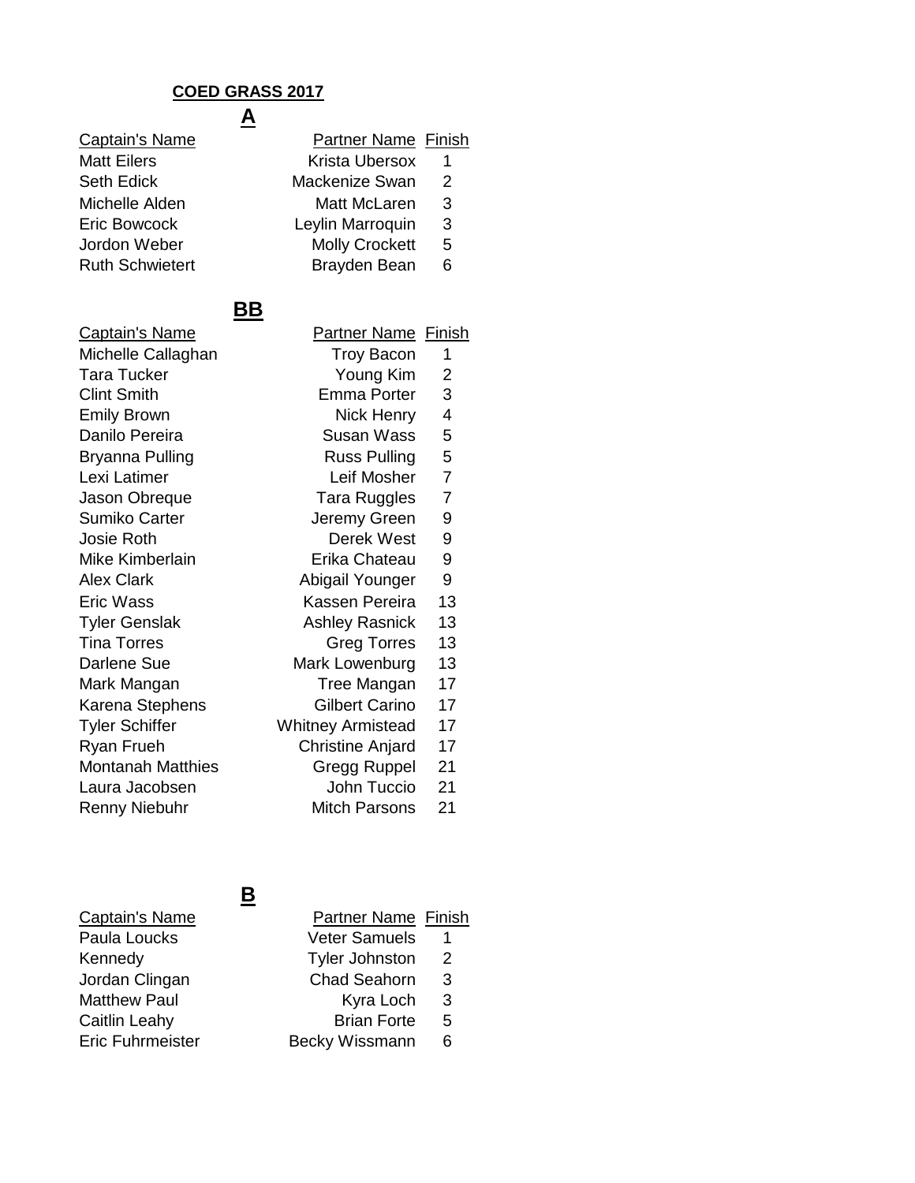# COED GRASS 2017

## A

| Captain's Name | Partner Name | Finish |
|---|---|---|
| Matt Eilers | Krista Ubersox | 1 |
| Seth Edick | Mackenize Swan | 2 |
| Michelle Alden | Matt McLaren | 3 |
| Eric Bowcock | Leylin Marroquin | 3 |
| Jordon Weber | Molly Crockett | 5 |
| Ruth Schwietert | Brayden Bean | 6 |

## BB

| Captain's Name | Partner Name | Finish |
|---|---|---|
| Michelle Callaghan | Troy Bacon | 1 |
| Tara Tucker | Young Kim | 2 |
| Clint Smith | Emma Porter | 3 |
| Emily Brown | Nick Henry | 4 |
| Danilo Pereira | Susan Wass | 5 |
| Bryanna Pulling | Russ Pulling | 5 |
| Lexi Latimer | Leif Mosher | 7 |
| Jason Obreque | Tara Ruggles | 7 |
| Sumiko Carter | Jeremy Green | 9 |
| Josie Roth | Derek West | 9 |
| Mike Kimberlain | Erika Chateau | 9 |
| Alex Clark | Abigail Younger | 9 |
| Eric Wass | Kassen Pereira | 13 |
| Tyler Genslak | Ashley Rasnick | 13 |
| Tina Torres | Greg Torres | 13 |
| Darlene Sue | Mark Lowenburg | 13 |
| Mark Mangan | Tree Mangan | 17 |
| Karena Stephens | Gilbert Carino | 17 |
| Tyler Schiffer | Whitney Armistead | 17 |
| Ryan Frueh | Christine Anjard | 17 |
| Montanah Matthies | Gregg Ruppel | 21 |
| Laura Jacobsen | John Tuccio | 21 |
| Renny Niebuhr | Mitch Parsons | 21 |

## B

| Captain's Name | Partner Name | Finish |
|---|---|---|
| Paula Loucks | Veter Samuels | 1 |
| Kennedy | Tyler Johnston | 2 |
| Jordan Clingan | Chad Seahorn | 3 |
| Matthew Paul | Kyra Loch | 3 |
| Caitlin Leahy | Brian Forte | 5 |
| Eric Fuhrmeister | Becky Wissmann | 6 |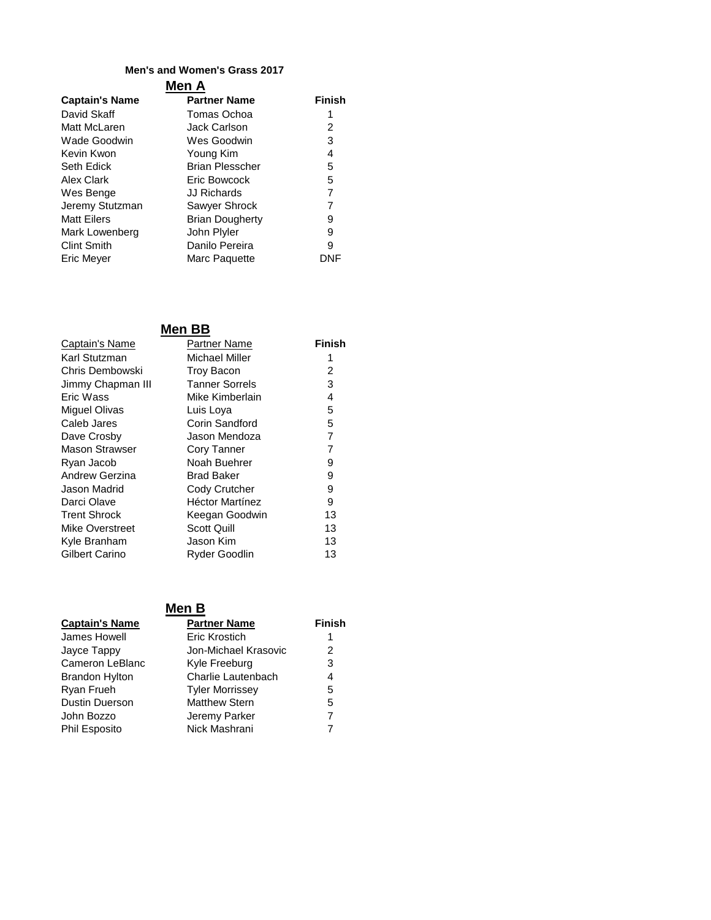# Men's and Women's Grass 2017

## Men A

| Captain's Name | Partner Name | Finish |
|---|---|---|
| David Skaff | Tomas Ochoa | 1 |
| Matt McLaren | Jack Carlson | 2 |
| Wade Goodwin | Wes Goodwin | 3 |
| Kevin Kwon | Young Kim | 4 |
| Seth Edick | Brian Plesscher | 5 |
| Alex Clark | Eric Bowcock | 5 |
| Wes Benge | JJ Richards | 7 |
| Jeremy Stutzman | Sawyer Shrock | 7 |
| Matt Eilers | Brian Dougherty | 9 |
| Mark Lowenberg | John Plyler | 9 |
| Clint Smith | Danilo Pereira | 9 |
| Eric Meyer | Marc Paquette | DNF |

## Men BB

| Captain's Name | Partner Name | Finish |
|---|---|---|
| Karl Stutzman | Michael Miller | 1 |
| Chris Dembowski | Troy Bacon | 2 |
| Jimmy Chapman III | Tanner Sorrels | 3 |
| Eric Wass | Mike Kimberlain | 4 |
| Miguel Olivas | Luis Loya | 5 |
| Caleb Jares | Corin Sandford | 5 |
| Dave Crosby | Jason Mendoza | 7 |
| Mason Strawser | Cory Tanner | 7 |
| Ryan Jacob | Noah Buehrer | 9 |
| Andrew Gerzina | Brad Baker | 9 |
| Jason Madrid | Cody Crutcher | 9 |
| Darci Olave | Héctor Martínez | 9 |
| Trent Shrock | Keegan Goodwin | 13 |
| Mike Overstreet | Scott Quill | 13 |
| Kyle Branham | Jason Kim | 13 |
| Gilbert Carino | Ryder Goodlin | 13 |

## Men B

| Captain's Name | Partner Name | Finish |
|---|---|---|
| James Howell | Eric Krostich | 1 |
| Jayce Tappy | Jon-Michael Krasovic | 2 |
| Cameron LeBlanc | Kyle Freeburg | 3 |
| Brandon Hylton | Charlie Lautenbach | 4 |
| Ryan Frueh | Tyler Morrissey | 5 |
| Dustin Duerson | Matthew Stern | 5 |
| John Bozzo | Jeremy Parker | 7 |
| Phil Esposito | Nick Mashrani | 7 |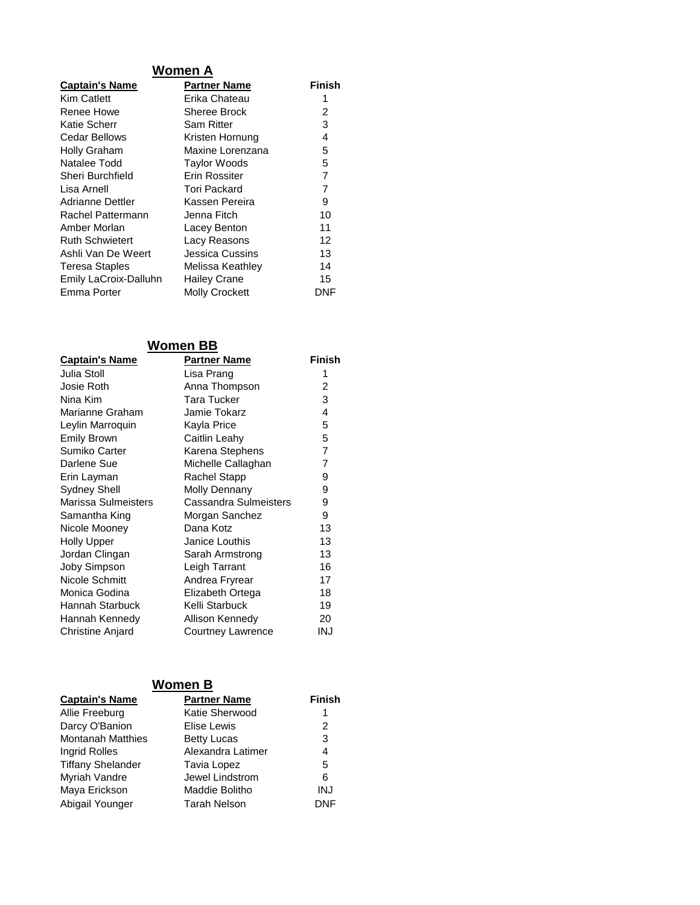## Women A

| Captain's Name | Partner Name | Finish |
|---|---|---|
| Kim Catlett | Erika Chateau | 1 |
| Renee Howe | Sheree Brock | 2 |
| Katie Scherr | Sam Ritter | 3 |
| Cedar Bellows | Kristen Hornung | 4 |
| Holly Graham | Maxine Lorenzana | 5 |
| Natalee Todd | Taylor Woods | 5 |
| Sheri Burchfield | Erin Rossiter | 7 |
| Lisa Arnell | Tori Packard | 7 |
| Adrianne Dettler | Kassen Pereira | 9 |
| Rachel Pattermann | Jenna Fitch | 10 |
| Amber Morlan | Lacey Benton | 11 |
| Ruth Schwietert | Lacy Reasons | 12 |
| Ashli Van De Weert | Jessica Cussins | 13 |
| Teresa Staples | Melissa Keathley | 14 |
| Emily LaCroix-Dalluhn | Hailey Crane | 15 |
| Emma Porter | Molly Crockett | DNF |

## Women BB

| Captain's Name | Partner Name | Finish |
|---|---|---|
| Julia Stoll | Lisa Prang | 1 |
| Josie Roth | Anna Thompson | 2 |
| Nina Kim | Tara Tucker | 3 |
| Marianne Graham | Jamie Tokarz | 4 |
| Leylin Marroquin | Kayla Price | 5 |
| Emily Brown | Caitlin Leahy | 5 |
| Sumiko Carter | Karena Stephens | 7 |
| Darlene Sue | Michelle Callaghan | 7 |
| Erin Layman | Rachel Stapp | 9 |
| Sydney Shell | Molly Dennany | 9 |
| Marissa Sulmeisters | Cassandra Sulmeisters | 9 |
| Samantha King | Morgan Sanchez | 9 |
| Nicole Mooney | Dana Kotz | 13 |
| Holly Upper | Janice Louthis | 13 |
| Jordan Clingan | Sarah Armstrong | 13 |
| Joby Simpson | Leigh Tarrant | 16 |
| Nicole Schmitt | Andrea Fryrear | 17 |
| Monica Godina | Elizabeth Ortega | 18 |
| Hannah Starbuck | Kelli Starbuck | 19 |
| Hannah Kennedy | Allison Kennedy | 20 |
| Christine Anjard | Courtney Lawrence | INJ |

## Women B

| Captain's Name | Partner Name | Finish |
|---|---|---|
| Allie Freeburg | Katie Sherwood | 1 |
| Darcy O'Banion | Elise Lewis | 2 |
| Montanah Matthies | Betty Lucas | 3 |
| Ingrid Rolles | Alexandra Latimer | 4 |
| Tiffany Shelander | Tavia Lopez | 5 |
| Myriah Vandre | Jewel Lindstrom | 6 |
| Maya Erickson | Maddie Bolitho | INJ |
| Abigail Younger | Tarah Nelson | DNF |